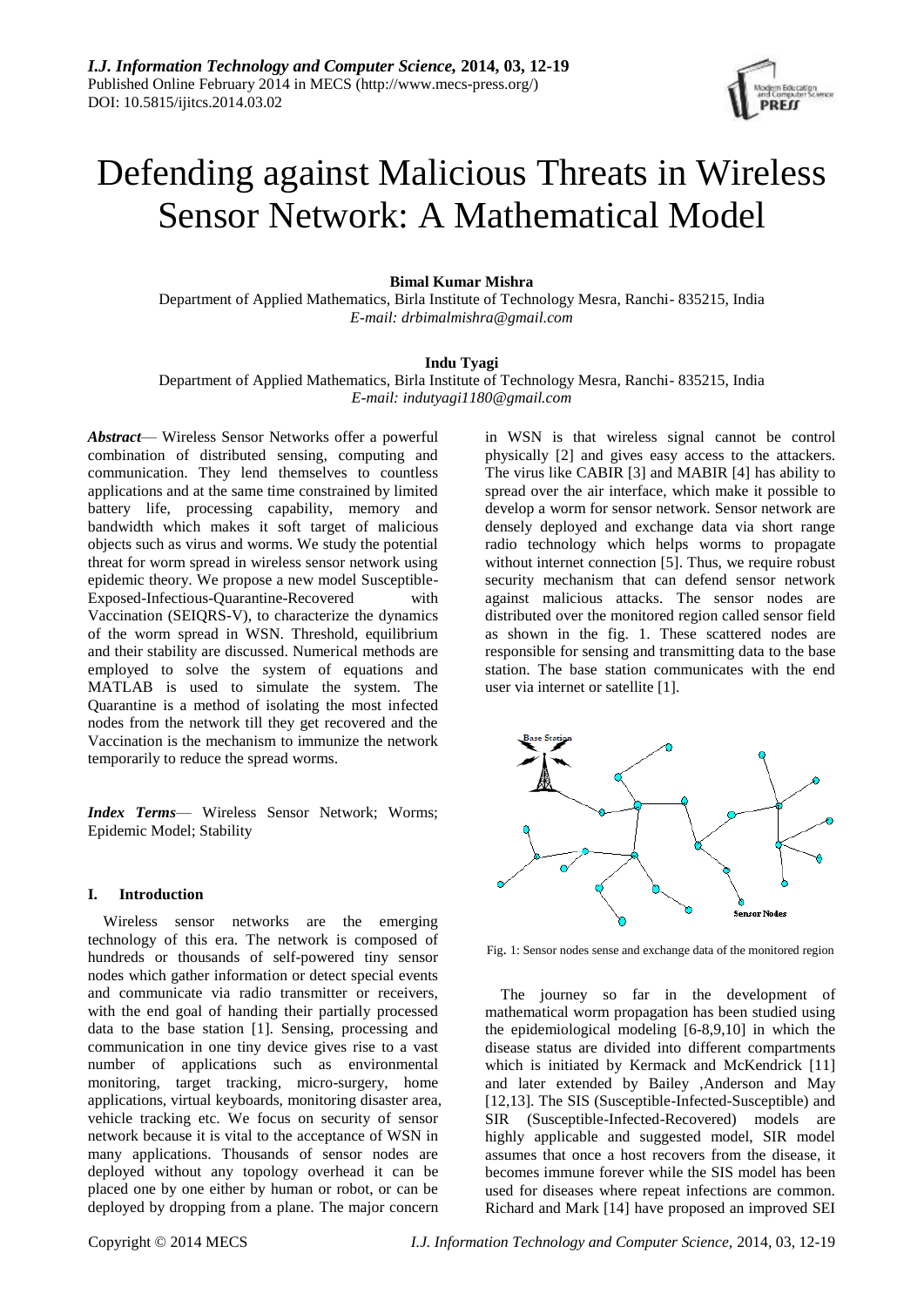# Defending against Malicious Threats in Wireless Sensor Network: A Mathematical Model

**Bimal Kumar Mishra**

Department of Applied Mathematics, Birla Institute of Technology Mesra, Ranchi- 835215, India

*E-mail: drbimalmishra@gmail.com*

**Indu Tyagi**

Department of Applied Mathematics, Birla Institute of Technology Mesra, Ranchi- 835215, India

*E-mail: indutyagi1180@gmail.com*

***Abstract***— Wireless Sensor Networks offer a powerful combination of distributed sensing, computing and communication. They lend themselves to countless applications and at the same time constrained by limited battery life, processing capability, memory and bandwidth which makes it soft target of malicious objects such as virus and worms. We study the potential threat for worm spread in wireless sensor network using epidemic theory. We propose a new model Susceptible-Exposed-Infectious-Quarantine-Recovered with Vaccination (SEIQRS-V), to characterize the dynamics of the worm spread in WSN. Threshold, equilibrium and their stability are discussed. Numerical methods are employed to solve the system of equations and MATLAB is used to simulate the system. The Quarantine is a method of isolating the most infected nodes from the network till they get recovered and the Vaccination is the mechanism to immunize the network temporarily to reduce the spread worms.

***Index Terms***— Wireless Sensor Network; Worms; Epidemic Model; Stability

## I. Introduction

Wireless sensor networks are the emerging technology of this era. The network is composed of hundreds or thousands of self-powered tiny sensor nodes which gather information or detect special events and communicate via radio transmitter or receivers, with the end goal of handing their partially processed data to the base station [1]. Sensing, processing and communication in one tiny device gives rise to a vast number of applications such as environmental monitoring, target tracking, micro-surgery, home applications, virtual keyboards, monitoring disaster area, vehicle tracking etc. We focus on security of sensor network because it is vital to the acceptance of WSN in many applications. Thousands of sensor nodes are deployed without any topology overhead it can be placed one by one either by human or robot, or can be deployed by dropping from a plane. The major concern in WSN is that wireless signal cannot be control physically [2] and gives easy access to the attackers. The virus like CABIR [3] and MABIR [4] has ability to spread over the air interface, which make it possible to develop a worm for sensor network. Sensor network are densely deployed and exchange data via short range radio technology which helps worms to propagate without internet connection [5]. Thus, we require robust security mechanism that can defend sensor network against malicious attacks. The sensor nodes are distributed over the monitored region called sensor field as shown in the fig. 1. These scattered nodes are responsible for sensing and transmitting data to the base station. The base station communicates with the end user via internet or satellite [1].

Fig. 1: Sensor nodes sense and exchange data of the monitored region

The journey so far in the development of mathematical worm propagation has been studied using the epidemiological modeling [6-8,9,10] in which the disease status are divided into different compartments which is initiated by Kermack and McKendrick [11] and later extended by Bailey ,Anderson and May [12,13]. The SIS (Susceptible-Infected-Susceptible) and SIR (Susceptible-Infected-Recovered) models are highly applicable and suggested model, SIR model assumes that once a host recovers from the disease, it becomes immune forever while the SIS model has been used for diseases where repeat infections are common. Richard and Mark [14] have proposed an improved SEI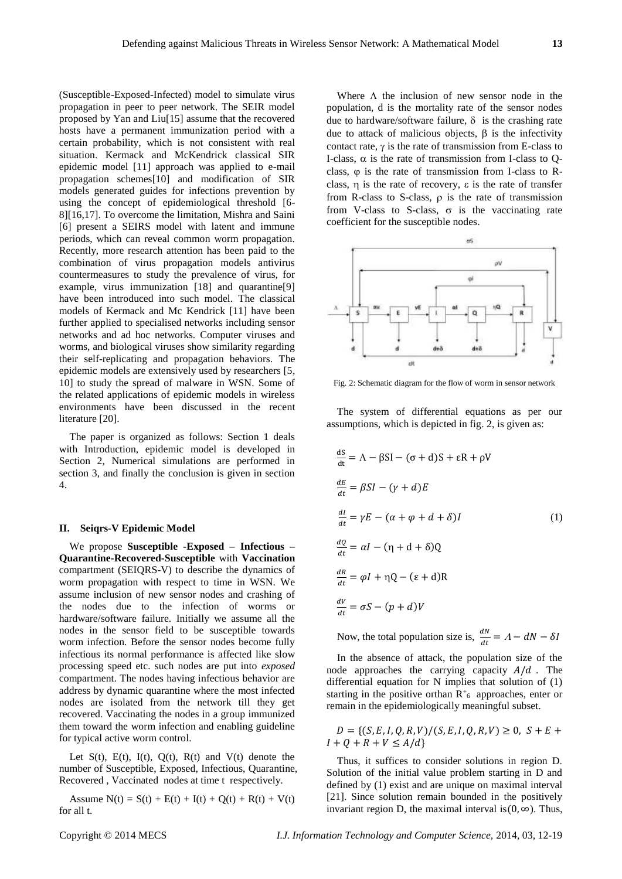(Susceptible-Exposed-Infected) model to simulate virus propagation in peer to peer network. The SEIR model proposed by Yan and Liu[15] assume that the recovered hosts have a permanent immunization period with a certain probability, which is not consistent with real situation. Kermack and McKendrick classical SIR epidemic model [11] approach was applied to e-mail propagation schemes[10] and modification of SIR models generated guides for infections prevention by using the concept of epidemiological threshold [6-8][16,17]. To overcome the limitation, Mishra and Saini [6] present a SEIRS model with latent and immune periods, which can reveal common worm propagation. Recently, more research attention has been paid to the combination of virus propagation models antivirus countermeasures to study the prevalence of virus, for example, virus immunization [18] and quarantine[9] have been introduced into such model. The classical models of Kermack and Mc Kendrick [11] have been further applied to specialised networks including sensor networks and ad hoc networks. Computer viruses and worms, and biological viruses show similarity regarding their self-replicating and propagation behaviors. The epidemic models are extensively used by researchers [5, 10] to study the spread of malware in WSN. Some of the related applications of epidemic models in wireless environments have been discussed in the recent literature [20].

The paper is organized as follows: Section 1 deals with Introduction, epidemic model is developed in Section 2, Numerical simulations are performed in section 3, and finally the conclusion is given in section 4.

## II. Seiqrs-V Epidemic Model

We propose **Susceptible -Exposed – Infectious – Quarantine-Recovered-Susceptible** with **Vaccination** compartment (SEIQRS-V) to describe the dynamics of worm propagation with respect to time in WSN. We assume inclusion of new sensor nodes and crashing of the nodes due to the infection of worms or hardware/software failure. Initially we assume all the nodes in the sensor field to be susceptible towards worm infection. Before the sensor nodes become fully infectious its normal performance is affected like slow processing speed etc. such nodes are put into *exposed* compartment. The nodes having infectious behavior are address by dynamic quarantine where the most infected nodes are isolated from the network till they get recovered. Vaccinating the nodes in a group immunized them toward the worm infection and enabling guideline for typical active worm control.

Let S(t), E(t), I(t), Q(t), R(t) and V(t) denote the number of Susceptible, Exposed, Infectious, Quarantine, Recovered , Vaccinated nodes at time t respectively.

Assume N(t) = S(t) + E(t) + I(t) + Q(t) + R(t) + V(t) for all t.

Where $\Lambda$ the inclusion of new sensor node in the population, d is the mortality rate of the sensor nodes due to hardware/software failure, $\delta$ is the crashing rate due to attack of malicious objects, $\beta$ is the infectivity contact rate, $\gamma$ is the rate of transmission from E-class to I-class, $\alpha$ is the rate of transmission from I-class to Q-class, $\varphi$ is the rate of transmission from I-class to R-class, $\eta$ is the rate of recovery, $\varepsilon$ is the rate of transfer from R-class to S-class, $\rho$ is the rate of transmission from V-class to S-class, $\sigma$ is the vaccinating rate coefficient for the susceptible nodes.

Fig. 2: Schematic diagram for the flow of worm in sensor network

The system of differential equations as per our assumptions, which is depicted in fig. 2, is given as:

$$\frac{dS}{dt} = \Lambda - \beta SI - (\sigma + d)S + \varepsilon R + \rho V$$

$$\frac{dE}{dt} = \beta SI - (\gamma + d)E$$

$$\frac{dI}{dt} = \gamma E - (\alpha + \varphi + d + \delta)I \qquad (1)$$

$$\frac{dQ}{dt} = \alpha I - (\eta + d + \delta)Q$$

$$\frac{dR}{dt} = \varphi I + \eta Q - (\varepsilon + d)R$$

$$\frac{dV}{dt} = \sigma S - (p + d)V$$

Now, the total population size is, $\frac{dN}{dt} = \Lambda - dN - \delta I$

In the absence of attack, the population size of the node approaches the carrying capacity $A/d$ . The differential equation for N implies that solution of (1) starting in the positive orthan $R^{+}_{6}$ approaches, enter or remain in the epidemiologically meaningful subset.

$$D = \{(S, E, I, Q, R, V)/(S, E, I, Q, R, V) \geq 0,\ S + E + I + Q + R + V \leq A/d\}$$

Thus, it suffices to consider solutions in region D. Solution of the initial value problem starting in D and defined by (1) exist and are unique on maximal interval [21]. Since solution remain bounded in the positively invariant region D, the maximal interval is$(0, \infty)$. Thus,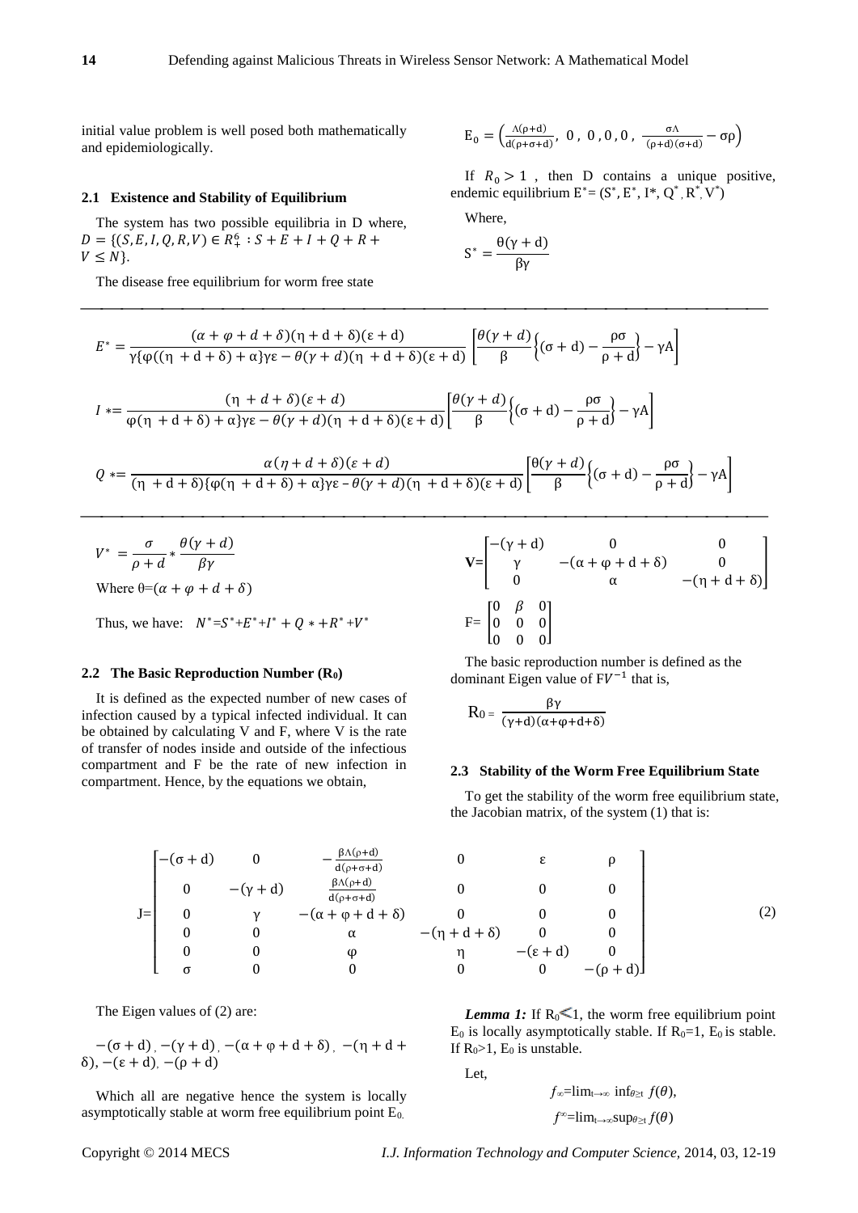initial value problem is well posed both mathematically and epidemiologically.

### 2.1 Existence and Stability of Equilibrium

The system has two possible equilibria in D where, $D = \{(S, E, I, Q, R, V) \in R_+^6 : S + E + I + Q + R + V \leq N\}$.

The disease free equilibrium for worm free state

$$E_0 = \left(\frac{\Lambda(\rho+d)}{d(\rho+\sigma+d)},\ 0\ ,\ 0\ , 0\ , 0\ ,\ \frac{\sigma\Lambda}{(\rho+d)(\sigma+d)} - \sigma\rho\right)$$

If $R_0 > 1$, then D contains a unique positive, endemic equilibrium $E^* = (S^*, E^*, I^*, Q^*, R^*, V^*)$

Where,

$$S^* = \frac{\theta(\gamma+d)}{\beta\gamma}$$

$$E^* = \frac{(\alpha+\varphi+d+\delta)(\eta+d+\delta)(\varepsilon+d)}{\gamma\{\varphi((\eta+d+\delta)+\alpha\}\gamma\varepsilon - \theta(\gamma+d)(\eta+d+\delta)(\varepsilon+d)}\left[\frac{\theta(\gamma+d)}{\beta}\left\{(\sigma+d) - \frac{\rho\sigma}{\rho+d}\right\} - \gamma A\right]$$

$$I^* = \frac{(\eta+d+\delta)(\varepsilon+d)}{\varphi(\eta+d+\delta)+\alpha\}\gamma\varepsilon - \theta(\gamma+d)(\eta+d+\delta)(\varepsilon+d)}\left[\frac{\theta(\gamma+d)}{\beta}\left\{(\sigma+d) - \frac{\rho\sigma}{\rho+d}\right\} - \gamma A\right]$$

$$Q^* = \frac{\alpha(\eta+d+\delta)(\varepsilon+d)}{(\eta+d+\delta)\{\varphi(\eta+d+\delta)+\alpha\}\gamma\varepsilon - \theta(\gamma+d)(\eta+d+\delta)(\varepsilon+d)}\left[\frac{\theta(\gamma+d)}{\beta}\left\{(\sigma+d) - \frac{\rho\sigma}{\rho+d}\right\} - \gamma A\right]$$

$$V^* = \frac{\sigma}{\rho+d} * \frac{\theta(\gamma+d)}{\beta\gamma}$$

Where $\theta = (\alpha+\varphi+d+\delta)$

Thus, we have: $N^* = S^* + E^* + I^* + Q^* + R^* + V^*$

### 2.2 The Basic Reproduction Number ($R_0$)

It is defined as the expected number of new cases of infection caused by a typical infected individual. It can be obtained by calculating V and F, where V is the rate of transfer of nodes inside and outside of the infectious compartment and F be the rate of new infection in compartment. Hence, by the equations we obtain,

$$\mathbf{V} = \begin{bmatrix} -(\gamma+d) & 0 & 0 \\ \gamma & -(\alpha+\varphi+d+\delta) & 0 \\ 0 & \alpha & -(\eta+d+\delta) \end{bmatrix}$$

$$F = \begin{bmatrix} 0 & \beta & 0 \\ 0 & 0 & 0 \\ 0 & 0 & 0 \end{bmatrix}$$

The basic reproduction number is defined as the dominant Eigen value of $FV^{-1}$ that is,

$$R_0 = \frac{\beta\gamma}{(\gamma+d)(\alpha+\varphi+d+\delta)}$$

### 2.3 Stability of the Worm Free Equilibrium State

To get the stability of the worm free equilibrium state, the Jacobian matrix, of the system (1) that is:

$$J = \begin{bmatrix} -(\sigma+d) & 0 & -\frac{\beta\Lambda(\rho+d)}{d(\rho+\sigma+d)} & 0 & \varepsilon & \rho \\ 0 & -(\gamma+d) & \frac{\beta\Lambda(\rho+d)}{d(\rho+\sigma+d)} & 0 & 0 & 0 \\ 0 & \gamma & -(\alpha+\varphi+d+\delta) & 0 & 0 & 0 \\ 0 & 0 & \alpha & -(\eta+d+\delta) & 0 & 0 \\ 0 & 0 & \varphi & \eta & -(\varepsilon+d) & 0 \\ \sigma & 0 & 0 & 0 & 0 & -(\rho+d) \end{bmatrix} \quad (2)$$

The Eigen values of (2) are:

$-(\sigma+d)$, $-(\gamma+d)$, $-(\alpha+\varphi+d+\delta)$, $-(\eta+d+\delta)$, $-(\varepsilon+d)$, $-(\rho+d)$

Which all are negative hence the system is locally asymptotically stable at worm free equilibrium point $E_0$.

***Lemma 1:*** If $R_0 \leqslant 1$, the worm free equilibrium point $E_0$ is locally asymptotically stable. If $R_0 = 1$, $E_0$ is stable. If $R_0 > 1$, $E_0$ is unstable.

Let,

$$f_\infty = \lim_{t\to\infty} \inf_{\theta \geq t} f(\theta),$$

$$f^\infty = \lim_{t\to\infty} \sup_{\theta \geq t} f(\theta)$$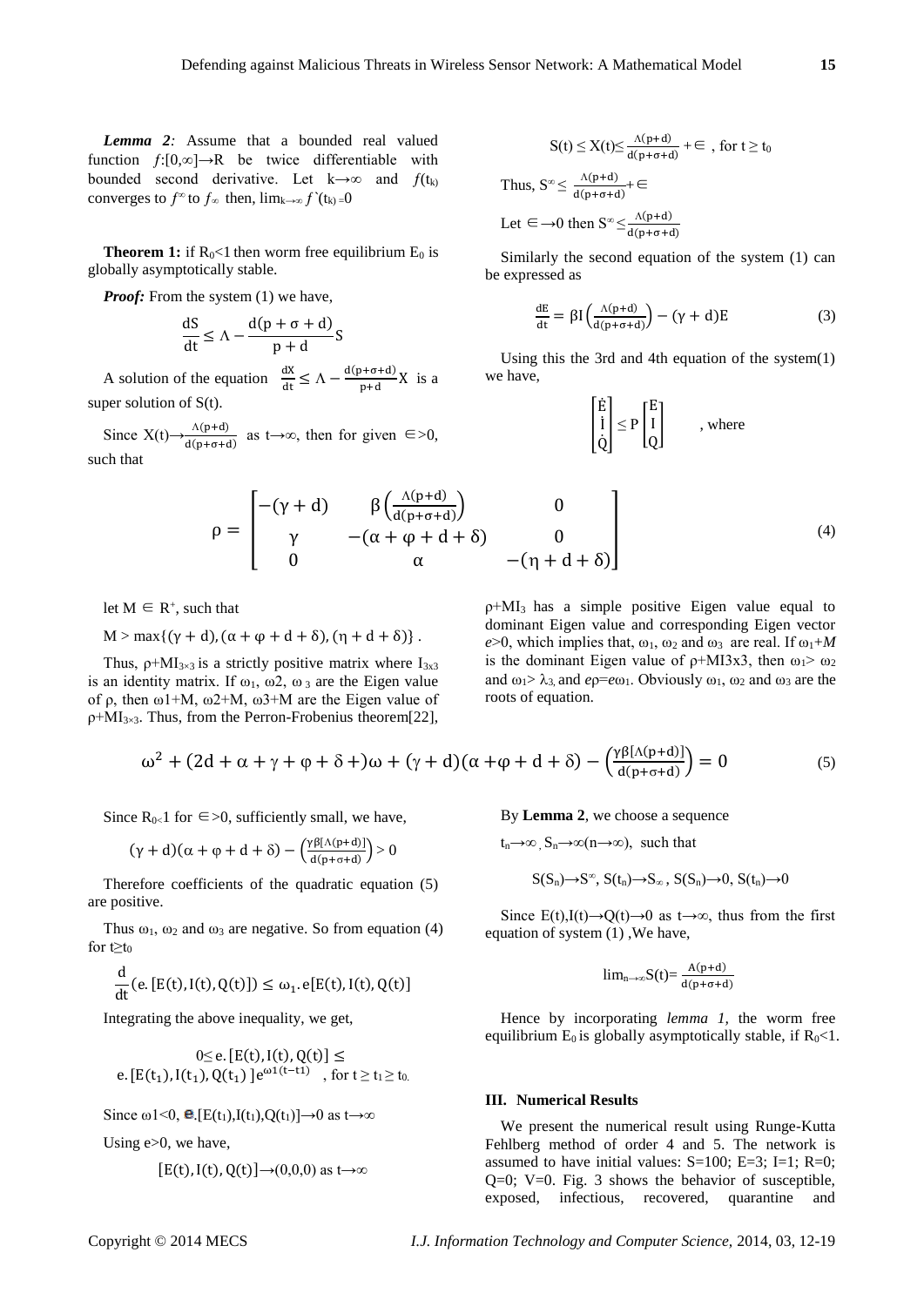*Lemma 2:* Assume that a bounded real valued function $f:[0,\infty]\rightarrow R$ be twice differentiable with bounded second derivative. Let $k\rightarrow\infty$ and $f(t_k)$ converges to $f^{\infty}$ to $f_{\infty}$ then, $\lim_{k\rightarrow\infty} f^{`}(t_k) = 0$

**Theorem 1:** if $R_0<1$ then worm free equilibrium $E_0$ is globally asymptotically stable.

***Proof:*** From the system (1) we have,

$$\frac{dS}{dt} \leq \Lambda - \frac{d(p+\sigma+d)}{p+d}S$$

A solution of the equation $\frac{dX}{dt} \leq \Lambda - \frac{d(p+\sigma+d)}{p+d}X$ is a super solution of S(t).

Since $X(t)\rightarrow\frac{\Lambda(p+d)}{d(p+\sigma+d)}$ as $t\rightarrow\infty$, then for given $\in>0$, such that

$$S(t) \leq X(t) \leq \frac{\Lambda(p+d)}{d(p+\sigma+d)} + \in, \text{ for } t \geq t_0$$

Thus, $S^{\infty} \leq \frac{\Lambda(p+d)}{d(p+\sigma+d)} + \in$

Let $\in\rightarrow 0$ then $S^{\infty} \leq \frac{\Lambda(p+d)}{d(p+\sigma+d)}$

Similarly the second equation of the system (1) can be expressed as

$$\frac{dE}{dt} = \beta I\left(\frac{\Lambda(p+d)}{d(p+\sigma+d)}\right) - (\gamma+d)E \tag{3}$$

Using this the 3rd and 4th equation of the system(1) we have,

$$\begin{bmatrix}\dot{E}\\ \dot{I}\\ \dot{Q}\end{bmatrix} \leq P\begin{bmatrix}E\\ I\\ Q\end{bmatrix} \quad \text{, where}$$

$$\rho = \begin{bmatrix} -(\gamma+d) & \beta\left(\frac{\Lambda(p+d)}{d(p+\sigma+d)}\right) & 0 \\ \gamma & -(\alpha+\varphi+d+\delta) & 0 \\ 0 & \alpha & -(\eta+d+\delta) \end{bmatrix} \tag{4}$$

let $M \in R^{+}$, such that

$M > \max\{(\gamma+d), (\alpha+\varphi+d+\delta), (\eta+d+\delta)\}$.

Thus, $\rho+MI_{3\times3}$ is a strictly positive matrix where $I_{3x3}$ is an identity matrix. If $\omega_1$, $\omega_2$, $\omega_3$ are the Eigen value of $\rho$, then $\omega_1+M$, $\omega_2+M$, $\omega_3+M$ are the Eigen value of $\rho+MI_{3\times3}$. Thus, from the Perron-Frobenius theorem[22], $\rho+MI_3$ has a simple positive Eigen value equal to dominant Eigen value and corresponding Eigen vector $e>0$, which implies that, $\omega_1$, $\omega_2$ and $\omega_3$ are real. If $\omega_1+M$ is the dominant Eigen value of $\rho+MI3x3$, then $\omega_1>\omega_2$ and $\omega_1>\lambda_3$ and $e\rho=e\omega_1$. Obviously $\omega_1$, $\omega_2$ and $\omega_3$ are the roots of equation.

$$\omega^2 + (2d+\alpha+\gamma+\varphi+\delta+)\omega + (\gamma+d)(\alpha+\varphi+d+\delta) - \left(\frac{\gamma\beta[\Lambda(p+d)]}{d(p+\sigma+d)}\right) = 0 \tag{5}$$

Since $R_0<1$ for $\in>0$, sufficiently small, we have,

$$(\gamma+d)(\alpha+\varphi+d+\delta) - \left(\frac{\gamma\beta[\Lambda(p+d)]}{d(p+\sigma+d)}\right) > 0$$

Therefore coefficients of the quadratic equation (5) are positive.

Thus $\omega_1$, $\omega_2$ and $\omega_3$ are negative. So from equation (4) for $t\geq t_0$

$$\frac{d}{dt}(e.[E(t), I(t), Q(t)]) \leq \omega_1.e[E(t), I(t), Q(t)]$$

Integrating the above inequality, we get,

$$0 \leq e.[E(t), I(t), Q(t)] \leq e.[E(t_1), I(t_1), Q(t_1)]e^{\omega 1(t-t1)} \quad \text{, for } t \geq t_1 \geq t_0.$$

Since $\omega_1<0$, $e.[E(t_1), I(t_1), Q(t_1)]\rightarrow 0$ as $t\rightarrow\infty$

Using $e>0$, we have,

$$[E(t), I(t), Q(t)]\rightarrow(0,0,0) \text{ as } t\rightarrow\infty$$

By **Lemma 2**, we choose a sequence

$t_n\rightarrow\infty$, $S_n\rightarrow\infty(n\rightarrow\infty)$, such that

$$S(S_n)\rightarrow S^{\infty},\ S(t_n)\rightarrow S_{\infty},\ S(S_n)\rightarrow 0,\ S(t_n)\rightarrow 0$$

Since $E(t), I(t)\rightarrow Q(t)\rightarrow 0$ as $t\rightarrow\infty$, thus from the first equation of system (1) ,We have,

$$\lim_{n\rightarrow\infty} S(t) = \frac{\Lambda(p+d)}{d(p+\sigma+d)}$$

Hence by incorporating *lemma 1*, the worm free equilibrium $E_0$ is globally asymptotically stable, if $R_0<1$.

## III. Numerical Results

We present the numerical result using Runge-Kutta Fehlberg method of order 4 and 5. The network is assumed to have initial values: S=100; E=3; I=1; R=0; Q=0; V=0. Fig. 3 shows the behavior of susceptible, exposed, infectious, recovered, quarantine and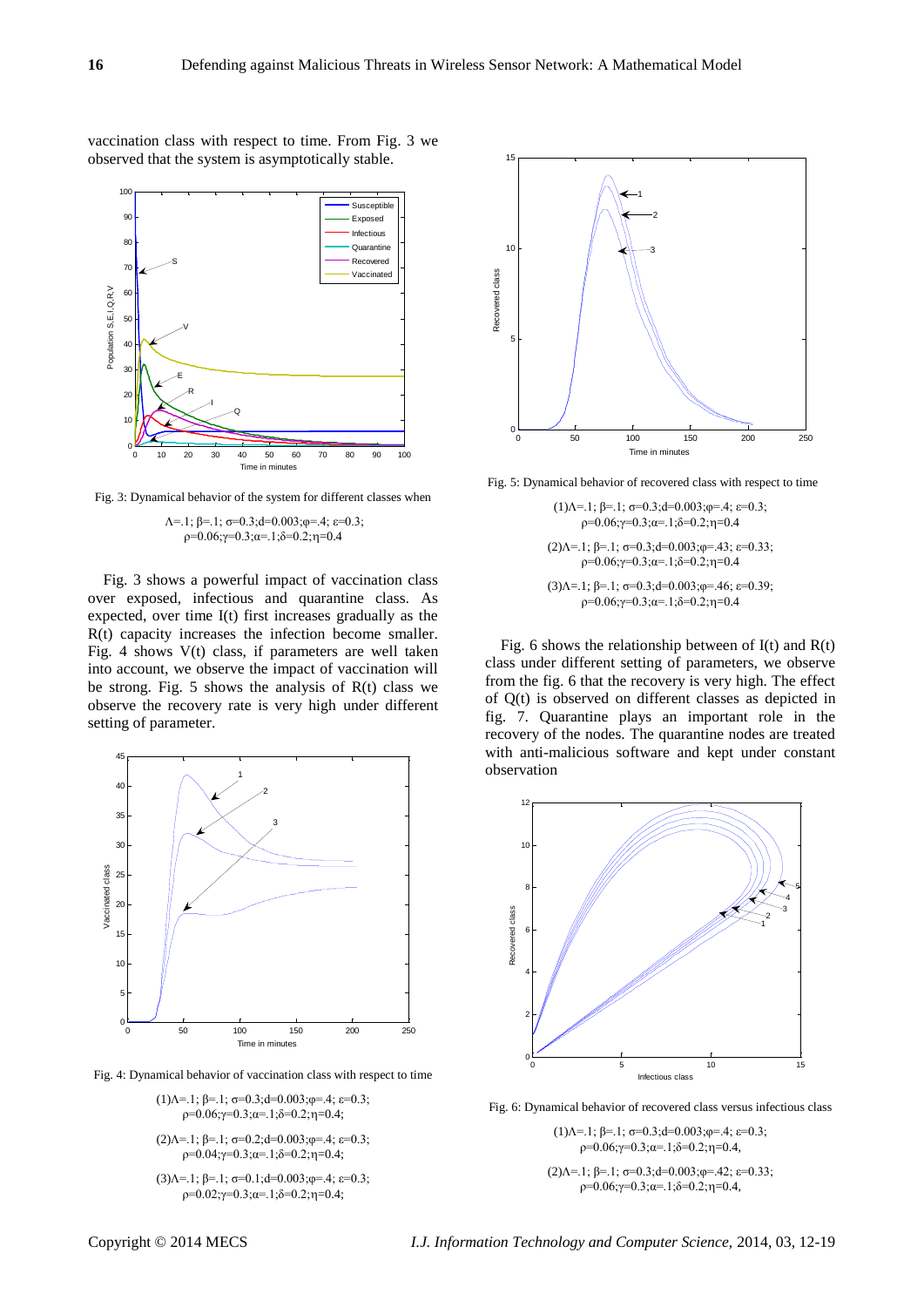vaccination class with respect to time. From Fig. 3 we observed that the system is asymptotically stable.

Fig. 3: Dynamical behavior of the system for different classes when

$\Lambda$=.1; $\beta$=.1; $\sigma$=0.3;d=0.003;$\varphi$=.4; $\varepsilon$=0.3; $\rho$=0.06;$\gamma$=0.3;$\alpha$=.1;$\delta$=0.2;$\eta$=0.4

Fig. 3 shows a powerful impact of vaccination class over exposed, infectious and quarantine class. As expected, over time I(t) first increases gradually as the R(t) capacity increases the infection become smaller. Fig. 4 shows V(t) class, if parameters are well taken into account, we observe the impact of vaccination will be strong. Fig. 5 shows the analysis of R(t) class we observe the recovery rate is very high under different setting of parameter.

Fig. 4: Dynamical behavior of vaccination class with respect to time

(1)$\Lambda$=.1; $\beta$=.1; $\sigma$=0.3;d=0.003;$\varphi$=.4; $\varepsilon$=0.3; $\rho$=0.06;$\gamma$=0.3;$\alpha$=.1;$\delta$=0.2;$\eta$=0.4;

(2)$\Lambda$=.1; $\beta$=.1; $\sigma$=0.2;d=0.003;$\varphi$=.4; $\varepsilon$=0.3; $\rho$=0.04;$\gamma$=0.3;$\alpha$=.1;$\delta$=0.2;$\eta$=0.4;

(3)$\Lambda$=.1; $\beta$=.1; $\sigma$=0.1;d=0.003;$\varphi$=.4; $\varepsilon$=0.3; $\rho$=0.02;$\gamma$=0.3;$\alpha$=.1;$\delta$=0.2;$\eta$=0.4;

Fig. 5: Dynamical behavior of recovered class with respect to time

(1)$\Lambda$=.1; $\beta$=.1; $\sigma$=0.3;d=0.003;$\varphi$=.4; $\varepsilon$=0.3; $\rho$=0.06;$\gamma$=0.3;$\alpha$=.1;$\delta$=0.2;$\eta$=0.4

(2)$\Lambda$=.1; $\beta$=.1; $\sigma$=0.3;d=0.003;$\varphi$=.43; $\varepsilon$=0.33; $\rho$=0.06;$\gamma$=0.3;$\alpha$=.1;$\delta$=0.2;$\eta$=0.4

(3)$\Lambda$=.1; $\beta$=.1; $\sigma$=0.3;d=0.003;$\varphi$=.46; $\varepsilon$=0.39; $\rho$=0.06;$\gamma$=0.3;$\alpha$=.1;$\delta$=0.2;$\eta$=0.4

Fig. 6 shows the relationship between of I(t) and R(t) class under different setting of parameters, we observe from the fig. 6 that the recovery is very high. The effect of Q(t) is observed on different classes as depicted in fig. 7. Quarantine plays an important role in the recovery of the nodes. The quarantine nodes are treated with anti-malicious software and kept under constant observation

Fig. 6: Dynamical behavior of recovered class versus infectious class

(1)$\Lambda$=.1; $\beta$=.1; $\sigma$=0.3;d=0.003;$\varphi$=.4; $\varepsilon$=0.3; $\rho$=0.06;$\gamma$=0.3;$\alpha$=.1;$\delta$=0.2;$\eta$=0.4,

(2)$\Lambda$=.1; $\beta$=.1; $\sigma$=0.3;d=0.003;$\varphi$=.42; $\varepsilon$=0.33; $\rho$=0.06;$\gamma$=0.3;$\alpha$=.1;$\delta$=0.2;$\eta$=0.4,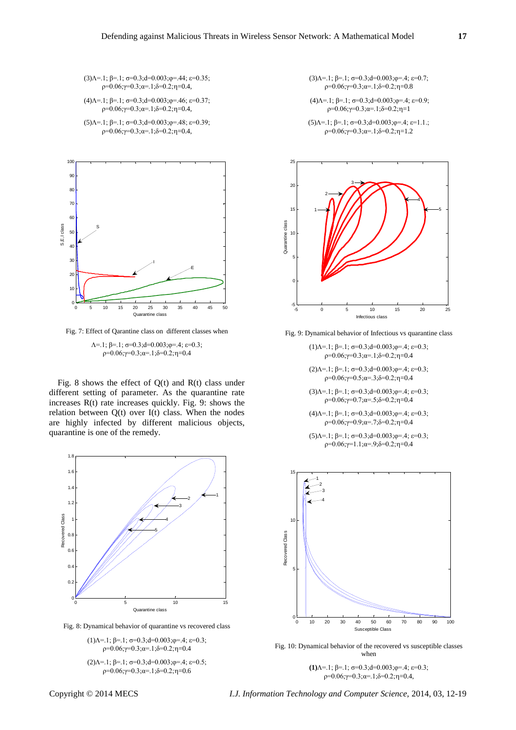(3)$\Lambda$=.1; $\beta$=.1; $\sigma$=0.3;d=0.003;$\varphi$=.44; $\varepsilon$=0.35; $\rho$=0.06;$\gamma$=0.3;$\alpha$=.1;$\delta$=0.2;$\eta$=0.4,

(4)$\Lambda$=.1; $\beta$=.1; $\sigma$=0.3;d=0.003;$\varphi$=.46; $\varepsilon$=0.37; $\rho$=0.06;$\gamma$=0.3;$\alpha$=.1;$\delta$=0.2;$\eta$=0.4,

(5)$\Lambda$=.1; $\beta$=.1; $\sigma$=0.3;d=0.003;$\varphi$=.48; $\varepsilon$=0.39; $\rho$=0.06;$\gamma$=0.3;$\alpha$=.1;$\delta$=0.2;$\eta$=0.4,

Fig. 7: Effect of Qarantine class on different classes when

$\Lambda$=.1; $\beta$=.1; $\sigma$=0.3;d=0.003;$\varphi$=.4; $\varepsilon$=0.3; $\rho$=0.06;$\gamma$=0.3;$\alpha$=.1;$\delta$=0.2;$\eta$=0.4

Fig. 8 shows the effect of Q(t) and R(t) class under different setting of parameter. As the quarantine rate increases R(t) rate increases quickly. Fig. 9: shows the relation between Q(t) over I(t) class. When the nodes are highly infected by different malicious objects, quarantine is one of the remedy.

Fig. 8: Dynamical behavior of quarantine vs recovered class

(1)$\Lambda$=.1; $\beta$=.1; $\sigma$=0.3;d=0.003;$\varphi$=.4; $\varepsilon$=0.3; $\rho$=0.06;$\gamma$=0.3;$\alpha$=.1;$\delta$=0.2;$\eta$=0.4

(2)$\Lambda$=.1; $\beta$=.1; $\sigma$=0.3;d=0.003;$\varphi$=.4; $\varepsilon$=0.5; $\rho$=0.06;$\gamma$=0.3;$\alpha$=.1;$\delta$=0.2;$\eta$=0.6

(3)$\Lambda$=.1; $\beta$=.1; $\sigma$=0.3;d=0.003;$\varphi$=.4; $\varepsilon$=0.7; $\rho$=0.06;$\gamma$=0.3;$\alpha$=.1;$\delta$=0.2;$\eta$=0.8

(4)$\Lambda$=.1; $\beta$=.1; $\sigma$=0.3;d=0.003;$\varphi$=.4; $\varepsilon$=0.9; $\rho$=0.06;$\gamma$=0.3;$\alpha$=.1;$\delta$=0.2;$\eta$=1

(5)$\Lambda$=.1; $\beta$=.1; $\sigma$=0.3;d=0.003;$\varphi$=.4; $\varepsilon$=1.1.; $\rho$=0.06;$\gamma$=0.3;$\alpha$=.1;$\delta$=0.2;$\eta$=1.2

Fig. 9: Dynamical behavior of Infectious vs quarantine class

(1)$\Lambda$=.1; $\beta$=.1; $\sigma$=0.3;d=0.003;$\varphi$=.4; $\varepsilon$=0.3; $\rho$=0.06;$\gamma$=0.3;$\alpha$=.1;$\delta$=0.2;$\eta$=0.4

(2)$\Lambda$=.1; $\beta$=.1; $\sigma$=0.3;d=0.003;$\varphi$=.4; $\varepsilon$=0.3; $\rho$=0.06;$\gamma$=0.5;$\alpha$=.3;$\delta$=0.2;$\eta$=0.4

(3)$\Lambda$=.1; $\beta$=.1; $\sigma$=0.3;d=0.003;$\varphi$=.4; $\varepsilon$=0.3; $\rho$=0.06;$\gamma$=0.7;$\alpha$=.5;$\delta$=0.2;$\eta$=0.4

(4)$\Lambda$=.1; $\beta$=.1; $\sigma$=0.3;d=0.003;$\varphi$=.4; $\varepsilon$=0.3; $\rho$=0.06;$\gamma$=0.9;$\alpha$=.7;$\delta$=0.2;$\eta$=0.4

(5)$\Lambda$=.1; $\beta$=.1; $\sigma$=0.3;d=0.003;$\varphi$=.4; $\varepsilon$=0.3; $\rho$=0.06;$\gamma$=1.1;$\alpha$=.9;$\delta$=0.2;$\eta$=0.4

Fig. 10: Dynamical behavior of the recovered vs susceptible classes when

**(1)**$\Lambda$=.1; $\beta$=.1; $\sigma$=0.3;d=0.003;$\varphi$=.4; $\varepsilon$=0.3; $\rho$=0.06;$\gamma$=0.3;$\alpha$=.1;$\delta$=0.2;$\eta$=0.4,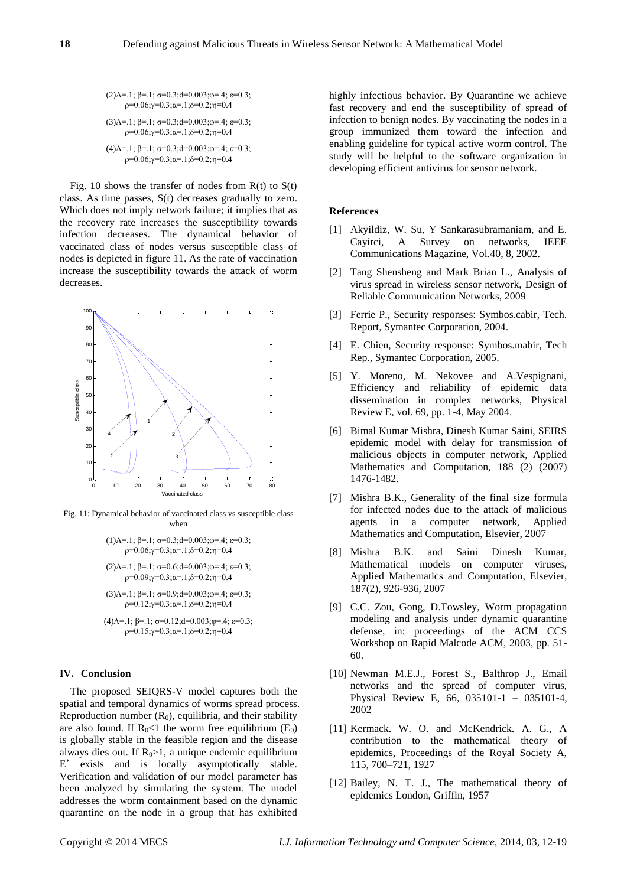(2)$\Lambda$=.1; $\beta$=.1; $\sigma$=0.3;d=0.003;$\varphi$=.4; $\varepsilon$=0.3; $\rho$=0.06;$\gamma$=0.3;$\alpha$=.1;$\delta$=0.2;$\eta$=0.4

(3)$\Lambda$=.1; $\beta$=.1; $\sigma$=0.3;d=0.003;$\varphi$=.4; $\varepsilon$=0.3; $\rho$=0.06;$\gamma$=0.3;$\alpha$=.1;$\delta$=0.2;$\eta$=0.4

(4)$\Lambda$=.1; $\beta$=.1; $\sigma$=0.3;d=0.003;$\varphi$=.4; $\varepsilon$=0.3; $\rho$=0.06;$\gamma$=0.3;$\alpha$=.1;$\delta$=0.2;$\eta$=0.4

Fig. 10 shows the transfer of nodes from R(t) to S(t) class. As time passes, S(t) decreases gradually to zero. Which does not imply network failure; it implies that as the recovery rate increases the susceptibility towards infection decreases. The dynamical behavior of vaccinated class of nodes versus susceptible class of nodes is depicted in figure 11. As the rate of vaccination increase the susceptibility towards the attack of worm decreases.

Fig. 11: Dynamical behavior of vaccinated class vs susceptible class when

(1)$\Lambda$=.1; $\beta$=.1; $\sigma$=0.3;d=0.003;$\varphi$=.4; $\varepsilon$=0.3; $\rho$=0.06;$\gamma$=0.3;$\alpha$=.1;$\delta$=0.2;$\eta$=0.4

(2)$\Lambda$=.1; $\beta$=.1; $\sigma$=0.6;d=0.003;$\varphi$=.4; $\varepsilon$=0.3; $\rho$=0.09;$\gamma$=0.3;$\alpha$=.1;$\delta$=0.2;$\eta$=0.4

(3)$\Lambda$=.1; $\beta$=.1; $\sigma$=0.9;d=0.003;$\varphi$=.4; $\varepsilon$=0.3; $\rho$=0.12;$\gamma$=0.3;$\alpha$=.1;$\delta$=0.2;$\eta$=0.4

(4)$\Lambda$=.1; $\beta$=.1; $\sigma$=0.12;d=0.003;$\varphi$=.4; $\varepsilon$=0.3; $\rho$=0.15;$\gamma$=0.3;$\alpha$=.1;$\delta$=0.2;$\eta$=0.4

## IV. Conclusion

The proposed SEIQRS-V model captures both the spatial and temporal dynamics of worms spread process. Reproduction number ($R_0$), equilibria, and their stability are also found. If $R_0<1$ the worm free equilibrium ($E_0$) is globally stable in the feasible region and the disease always dies out. If $R_0>1$, a unique endemic equilibrium $E^*$ exists and is locally asymptotically stable. Verification and validation of our model parameter has been analyzed by simulating the system. The model addresses the worm containment based on the dynamic quarantine on the node in a group that has exhibited highly infectious behavior. By Quarantine we achieve fast recovery and end the susceptibility of spread of infection to benign nodes. By vaccinating the nodes in a group immunized them toward the infection and enabling guideline for typical active worm control. The study will be helpful to the software organization in developing efficient antivirus for sensor network.

## References

[1] Akyildiz, W. Su, Y Sankarasubramaniam, and E. Cayirci, A Survey on networks, IEEE Communications Magazine, Vol.40, 8, 2002.

[2] Tang Shensheng and Mark Brian L., Analysis of virus spread in wireless sensor network, Design of Reliable Communication Networks, 2009

[3] Ferrie P., Security responses: Symbos.cabir, Tech. Report, Symantec Corporation, 2004.

[4] E. Chien, Security response: Symbos.mabir, Tech Rep., Symantec Corporation, 2005.

[5] Y. Moreno, M. Nekovee and A.Vespignani, Efficiency and reliability of epidemic data dissemination in complex networks, Physical Review E, vol. 69, pp. 1-4, May 2004.

[6] Bimal Kumar Mishra, Dinesh Kumar Saini, SEIRS epidemic model with delay for transmission of malicious objects in computer network, Applied Mathematics and Computation, 188 (2) (2007) 1476-1482.

[7] Mishra B.K., Generality of the final size formula for infected nodes due to the attack of malicious agents in a computer network, Applied Mathematics and Computation, Elsevier, 2007

[8] Mishra B.K. and Saini Dinesh Kumar, Mathematical models on computer viruses, Applied Mathematics and Computation, Elsevier, 187(2), 926-936, 2007

[9] C.C. Zou, Gong, D.Towsley, Worm propagation modeling and analysis under dynamic quarantine defense, in: proceedings of the ACM CCS Workshop on Rapid Malcode ACM, 2003, pp. 51-60.

[10] Newman M.E.J., Forest S., Balthrop J., Email networks and the spread of computer virus, Physical Review E, 66, 035101-1 – 035101-4, 2002

[11] Kermack. W. O. and McKendrick. A. G., A contribution to the mathematical theory of epidemics, Proceedings of the Royal Society A, 115, 700–721, 1927

[12] Bailey, N. T. J., The mathematical theory of epidemics London, Griffin, 1957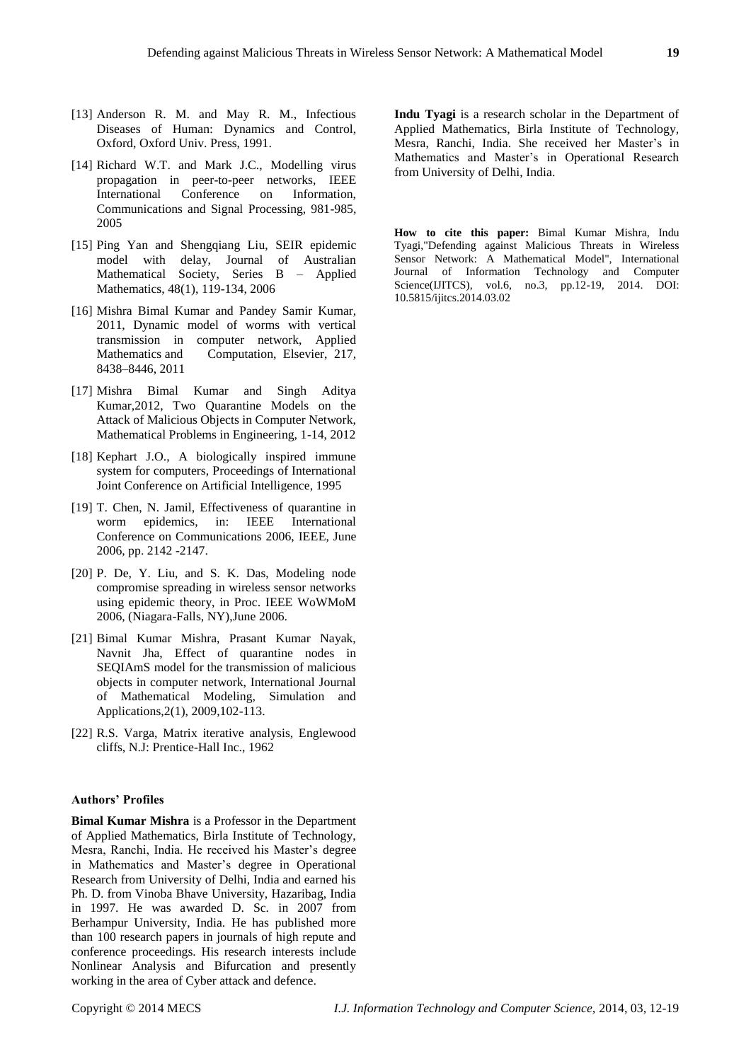[13] Anderson R. M. and May R. M., Infectious Diseases of Human: Dynamics and Control, Oxford, Oxford Univ. Press, 1991.

[14] Richard W.T. and Mark J.C., Modelling virus propagation in peer-to-peer networks, IEEE International Conference on Information, Communications and Signal Processing, 981-985, 2005

[15] Ping Yan and Shengqiang Liu, SEIR epidemic model with delay, Journal of Australian Mathematical Society, Series B – Applied Mathematics, 48(1), 119-134, 2006

[16] Mishra Bimal Kumar and Pandey Samir Kumar, 2011, Dynamic model of worms with vertical transmission in computer network, Applied Mathematics and Computation, Elsevier, 217, 8438–8446, 2011

[17] Mishra Bimal Kumar and Singh Aditya Kumar,2012, Two Quarantine Models on the Attack of Malicious Objects in Computer Network, Mathematical Problems in Engineering, 1-14, 2012

[18] Kephart J.O., A biologically inspired immune system for computers, Proceedings of International Joint Conference on Artificial Intelligence, 1995

[19] T. Chen, N. Jamil, Effectiveness of quarantine in worm epidemics, in: IEEE International Conference on Communications 2006, IEEE, June 2006, pp. 2142 -2147.

[20] P. De, Y. Liu, and S. K. Das, Modeling node compromise spreading in wireless sensor networks using epidemic theory, in Proc. IEEE WoWMoM 2006, (Niagara-Falls, NY),June 2006.

[21] Bimal Kumar Mishra, Prasant Kumar Nayak, Navnit Jha, Effect of quarantine nodes in SEQIAmS model for the transmission of malicious objects in computer network, International Journal of Mathematical Modeling, Simulation and Applications,2(1), 2009,102-113.

[22] R.S. Varga, Matrix iterative analysis, Englewood cliffs, N.J: Prentice-Hall Inc., 1962

### Authors' Profiles

**Bimal Kumar Mishra** is a Professor in the Department of Applied Mathematics, Birla Institute of Technology, Mesra, Ranchi, India. He received his Master's degree in Mathematics and Master's degree in Operational Research from University of Delhi, India and earned his Ph. D. from Vinoba Bhave University, Hazaribag, India in 1997. He was awarded D. Sc. in 2007 from Berhampur University, India. He has published more than 100 research papers in journals of high repute and conference proceedings. His research interests include Nonlinear Analysis and Bifurcation and presently working in the area of Cyber attack and defence.

**Indu Tyagi** is a research scholar in the Department of Applied Mathematics, Birla Institute of Technology, Mesra, Ranchi, India. She received her Master's in Mathematics and Master's in Operational Research from University of Delhi, India.

**How to cite this paper:** Bimal Kumar Mishra, Indu Tyagi,"Defending against Malicious Threats in Wireless Sensor Network: A Mathematical Model", International Journal of Information Technology and Computer Science(IJITCS), vol.6, no.3, pp.12-19, 2014. DOI: 10.5815/ijitcs.2014.03.02